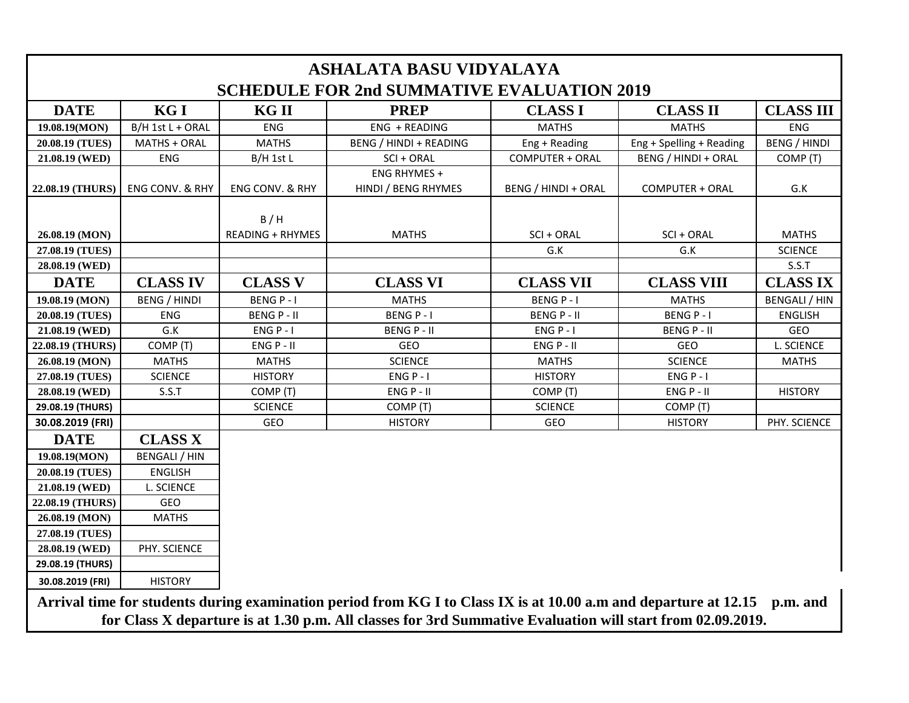# ASHALATA BASU VIDYALAYA

## SCHEDULE FOR 2nd SUMMATIVE EVALUATION 2019

| DATE | KG I | KG II | PREP | CLASS I | CLASS II | CLASS III |
|---|---|---|---|---|---|---|
| 19.08.19(MON) | B/H 1st L + ORAL | ENG | ENG + READING | MATHS | MATHS | ENG |
| 20.08.19 (TUES) | MATHS + ORAL | MATHS | BENG / HINDI + READING | Eng + Reading | Eng + Spelling + Reading | BENG / HINDI |
| 21.08.19 (WED) | ENG | B/H 1st L | SCI + ORAL | COMPUTER + ORAL | BENG / HINDI + ORAL | COMP (T) |
| 22.08.19 (THURS) | ENG CONV. & RHY | ENG CONV. & RHY | ENG RHYMES + HINDI / BENG RHYMES | BENG / HINDI + ORAL | COMPUTER + ORAL | G.K |
| 26.08.19 (MON) | | B / H READING + RHYMES | MATHS | SCI + ORAL | SCI + ORAL | MATHS |
| 27.08.19 (TUES) | | | | G.K | G.K | SCIENCE |
| 28.08.19 (WED) | | | | | | S.S.T |

| DATE | CLASS IV | CLASS V | CLASS VI | CLASS VII | CLASS VIII | CLASS IX |
|---|---|---|---|---|---|---|
| 19.08.19 (MON) | BENG / HINDI | BENG P - I | MATHS | BENG P - I | MATHS | BENGALI / HIN |
| 20.08.19 (TUES) | ENG | BENG P - II | BENG P - I | BENG P - II | BENG P - I | ENGLISH |
| 21.08.19 (WED) | G.K | ENG P - I | BENG P - II | ENG P - I | BENG P - II | GEO |
| 22.08.19 (THURS) | COMP (T) | ENG P - II | GEO | ENG P - II | GEO | L. SCIENCE |
| 26.08.19 (MON) | MATHS | MATHS | SCIENCE | MATHS | SCIENCE | MATHS |
| 27.08.19 (TUES) | SCIENCE | HISTORY | ENG P - I | HISTORY | ENG P - I | |
| 28.08.19 (WED) | S.S.T | COMP (T) | ENG P - II | COMP (T) | ENG P - II | HISTORY |
| 29.08.19 (THURS) | | SCIENCE | COMP (T) | SCIENCE | COMP (T) | |
| 30.08.2019 (FRI) | | GEO | HISTORY | GEO | HISTORY | PHY. SCIENCE |

| DATE | CLASS X |
|---|---|
| 19.08.19(MON) | BENGALI / HIN |
| 20.08.19 (TUES) | ENGLISH |
| 21.08.19 (WED) | L. SCIENCE |
| 22.08.19 (THURS) | GEO |
| 26.08.19 (MON) | MATHS |
| 27.08.19 (TUES) | |
| 28.08.19 (WED) | PHY. SCIENCE |
| 29.08.19 (THURS) | |
| 30.08.2019 (FRI) | HISTORY |

**Arrival time for students during examination period from KG I to Class IX is at 10.00 a.m and departure at 12.15 p.m. and for Class X departure is at 1.30 p.m. All classes for 3rd Summative Evaluation will start from 02.09.2019.**